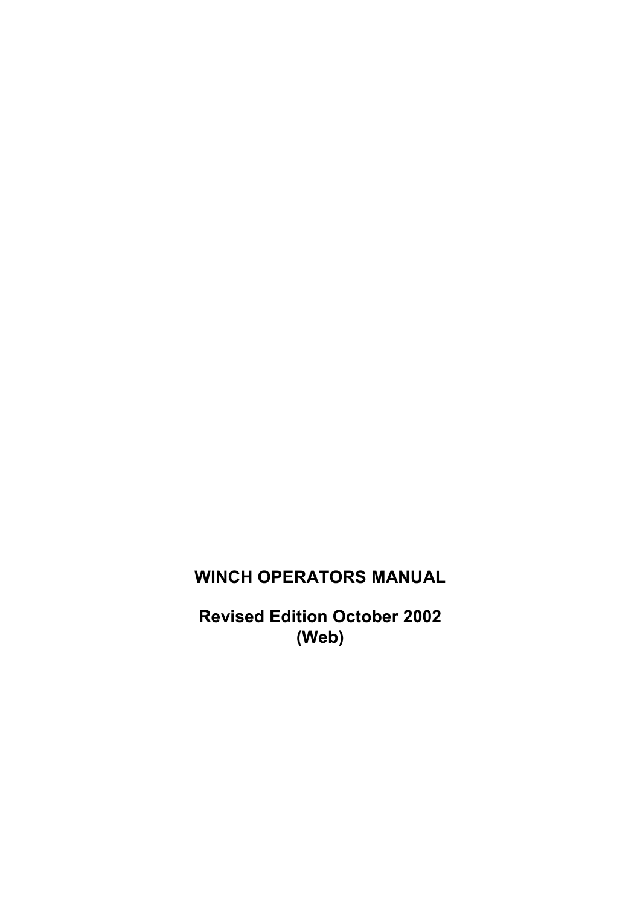# WINCH OPERATORS MANUAL

## Revised Edition October 2002
## (Web)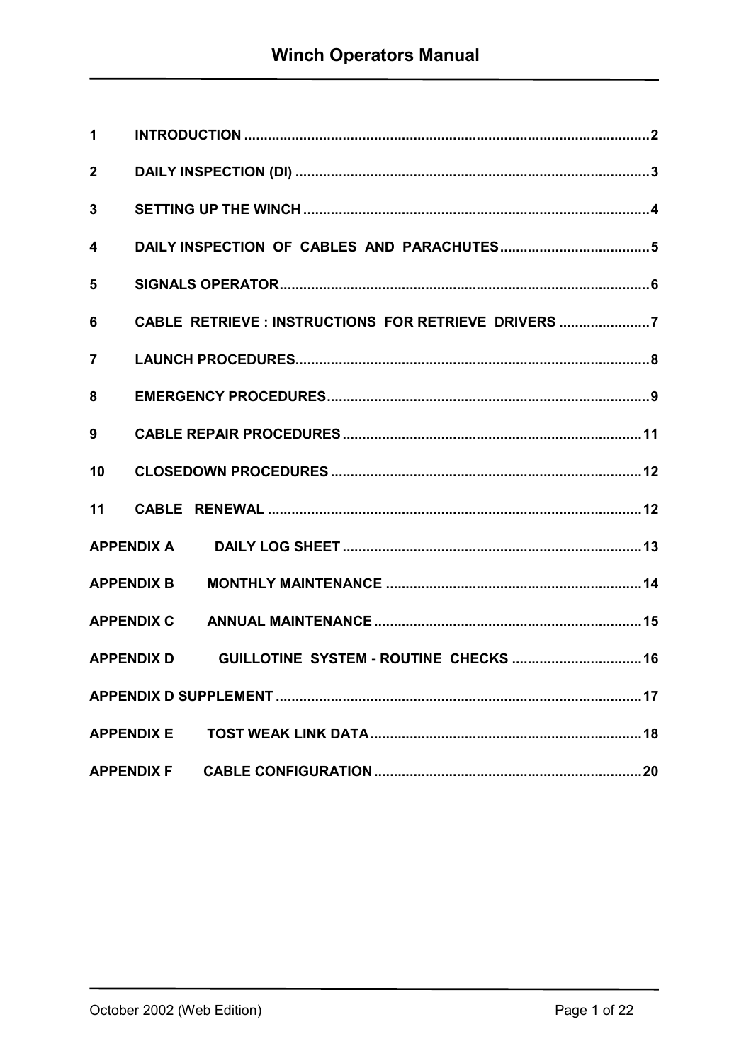# Winch Operators Manual

| | | |
|---|---|---|
| 1 | INTRODUCTION | 2 |
| 2 | DAILY INSPECTION (DI) | 3 |
| 3 | SETTING UP THE WINCH | 4 |
| 4 | DAILY INSPECTION OF CABLES AND PARACHUTES | 5 |
| 5 | SIGNALS OPERATOR | 6 |
| 6 | CABLE RETRIEVE : INSTRUCTIONS FOR RETRIEVE DRIVERS | 7 |
| 7 | LAUNCH PROCEDURES | 8 |
| 8 | EMERGENCY PROCEDURES | 9 |
| 9 | CABLE REPAIR PROCEDURES | 11 |
| 10 | CLOSEDOWN PROCEDURES | 12 |
| 11 | CABLE RENEWAL | 12 |
| APPENDIX A | DAILY LOG SHEET | 13 |
| APPENDIX B | MONTHLY MAINTENANCE | 14 |
| APPENDIX C | ANNUAL MAINTENANCE | 15 |
| APPENDIX D | GUILLOTINE SYSTEM - ROUTINE CHECKS | 16 |
| APPENDIX D SUPPLEMENT | | 17 |
| APPENDIX E | TOST WEAK LINK DATA | 18 |
| APPENDIX F | CABLE CONFIGURATION | 20 |

October 2002 (Web Edition)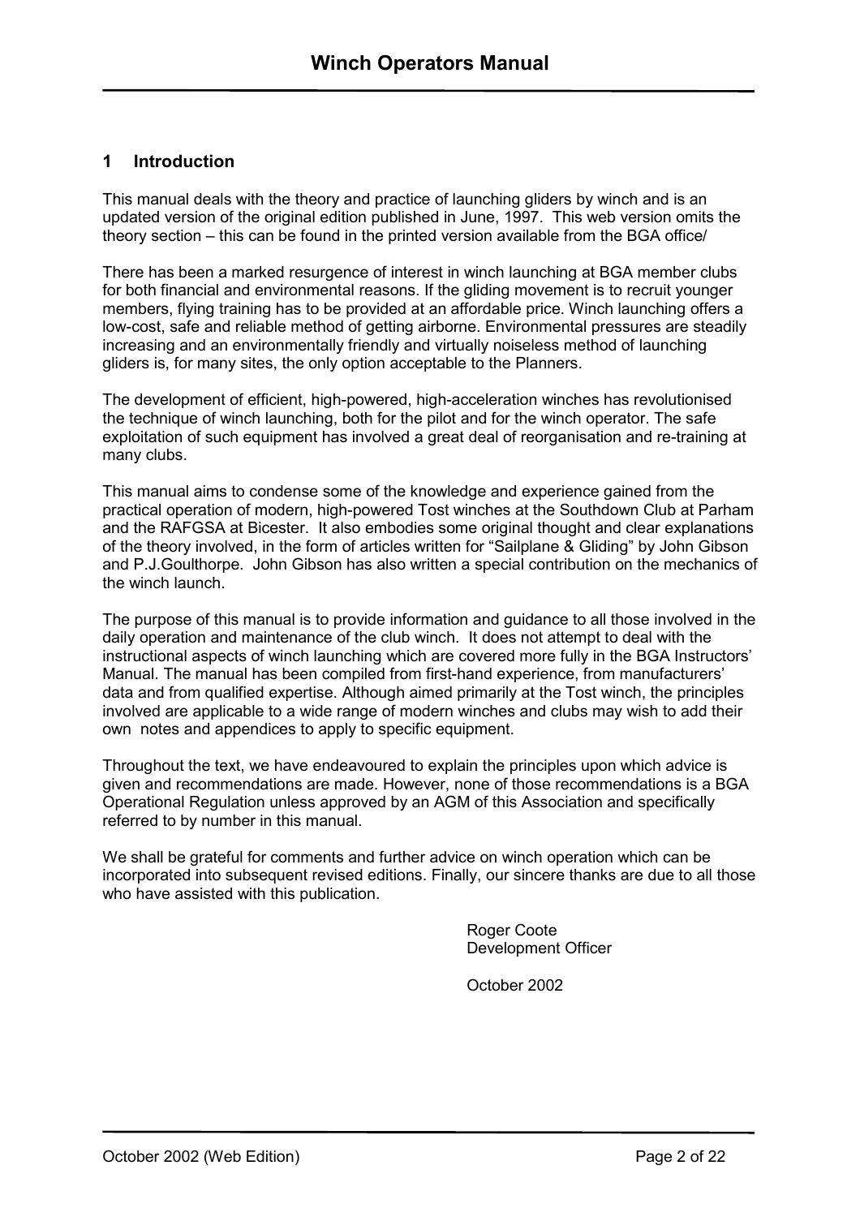## 1 Introduction

This manual deals with the theory and practice of launching gliders by winch and is an updated version of the original edition published in June, 1997. This web version omits the theory section – this can be found in the printed version available from the BGA office/

There has been a marked resurgence of interest in winch launching at BGA member clubs for both financial and environmental reasons. If the gliding movement is to recruit younger members, flying training has to be provided at an affordable price. Winch launching offers a low-cost, safe and reliable method of getting airborne. Environmental pressures are steadily increasing and an environmentally friendly and virtually noiseless method of launching gliders is, for many sites, the only option acceptable to the Planners.

The development of efficient, high-powered, high-acceleration winches has revolutionised the technique of winch launching, both for the pilot and for the winch operator. The safe exploitation of such equipment has involved a great deal of reorganisation and re-training at many clubs.

This manual aims to condense some of the knowledge and experience gained from the practical operation of modern, high-powered Tost winches at the Southdown Club at Parham and the RAFGSA at Bicester. It also embodies some original thought and clear explanations of the theory involved, in the form of articles written for "Sailplane & Gliding" by John Gibson and P.J.Goulthorpe. John Gibson has also written a special contribution on the mechanics of the winch launch.

The purpose of this manual is to provide information and guidance to all those involved in the daily operation and maintenance of the club winch. It does not attempt to deal with the instructional aspects of winch launching which are covered more fully in the BGA Instructors' Manual. The manual has been compiled from first-hand experience, from manufacturers' data and from qualified expertise. Although aimed primarily at the Tost winch, the principles involved are applicable to a wide range of modern winches and clubs may wish to add their own notes and appendices to apply to specific equipment.

Throughout the text, we have endeavoured to explain the principles upon which advice is given and recommendations are made. However, none of those recommendations is a BGA Operational Regulation unless approved by an AGM of this Association and specifically referred to by number in this manual.

We shall be grateful for comments and further advice on winch operation which can be incorporated into subsequent revised editions. Finally, our sincere thanks are due to all those who have assisted with this publication.

Roger Coote
Development Officer

October 2002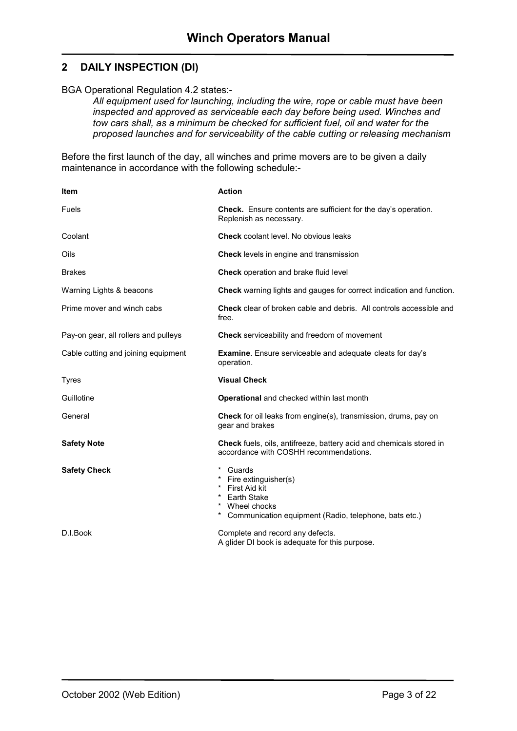## 2 DAILY INSPECTION (DI)

BGA Operational Regulation 4.2 states:-

> *All equipment used for launching, including the wire, rope or cable must have been inspected and approved as serviceable each day before being used. Winches and tow cars shall, as a minimum be checked for sufficient fuel, oil and water for the proposed launches and for serviceability of the cable cutting or releasing mechanism*

Before the first launch of the day, all winches and prime movers are to be given a daily maintenance in accordance with the following schedule:-

| Item | Action |
|---|---|
| Fuels | **Check.** Ensure contents are sufficient for the day's operation. Replenish as necessary. |
| Coolant | **Check** coolant level. No obvious leaks |
| Oils | **Check** levels in engine and transmission |
| Brakes | **Check** operation and brake fluid level |
| Warning Lights & beacons | **Check** warning lights and gauges for correct indication and function. |
| Prime mover and winch cabs | **Check** clear of broken cable and debris. All controls accessible and free. |
| Pay-on gear, all rollers and pulleys | **Check** serviceability and freedom of movement |
| Cable cutting and joining equipment | **Examine**. Ensure serviceable and adequate cleats for day's operation. |
| Tyres | **Visual Check** |
| Guillotine | **Operational** and checked within last month |
| General | **Check** for oil leaks from engine(s), transmission, drums, pay on gear and brakes |
| **Safety Note** | **Check** fuels, oils, antifreeze, battery acid and chemicals stored in accordance with COSHH recommendations. |
| **Safety Check** | * Guards<br>* Fire extinguisher(s)<br>* First Aid kit<br>* Earth Stake<br>* Wheel chocks<br>* Communication equipment (Radio, telephone, bats etc.) |
| D.I.Book | Complete and record any defects.<br>A glider DI book is adequate for this purpose. |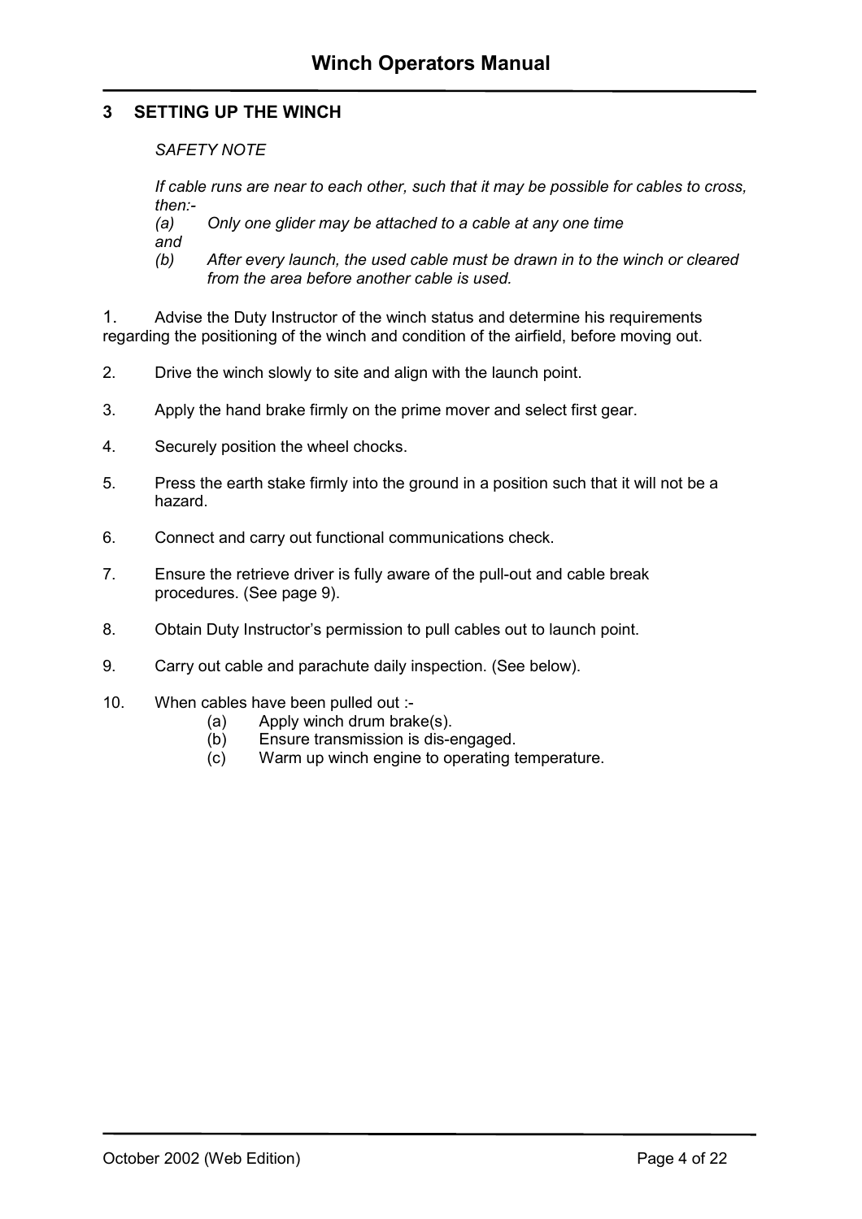## 3 SETTING UP THE WINCH

*SAFETY NOTE*

*If cable runs are near to each other, such that it may be possible for cables to cross, then:-*

*(a) Only one glider may be attached to a cable at any one time*

*and*

*(b) After every launch, the used cable must be drawn in to the winch or cleared from the area before another cable is used.*

1. Advise the Duty Instructor of the winch status and determine his requirements regarding the positioning of the winch and condition of the airfield, before moving out.
2. Drive the winch slowly to site and align with the launch point.
3. Apply the hand brake firmly on the prime mover and select first gear.
4. Securely position the wheel chocks.
5. Press the earth stake firmly into the ground in a position such that it will not be a hazard.
6. Connect and carry out functional communications check.
7. Ensure the retrieve driver is fully aware of the pull-out and cable break procedures. (See page 9).
8. Obtain Duty Instructor's permission to pull cables out to launch point.
9. Carry out cable and parachute daily inspection. (See below).
10. When cables have been pulled out :-
    - (a) Apply winch drum brake(s).
    - (b) Ensure transmission is dis-engaged.
    - (c) Warm up winch engine to operating temperature.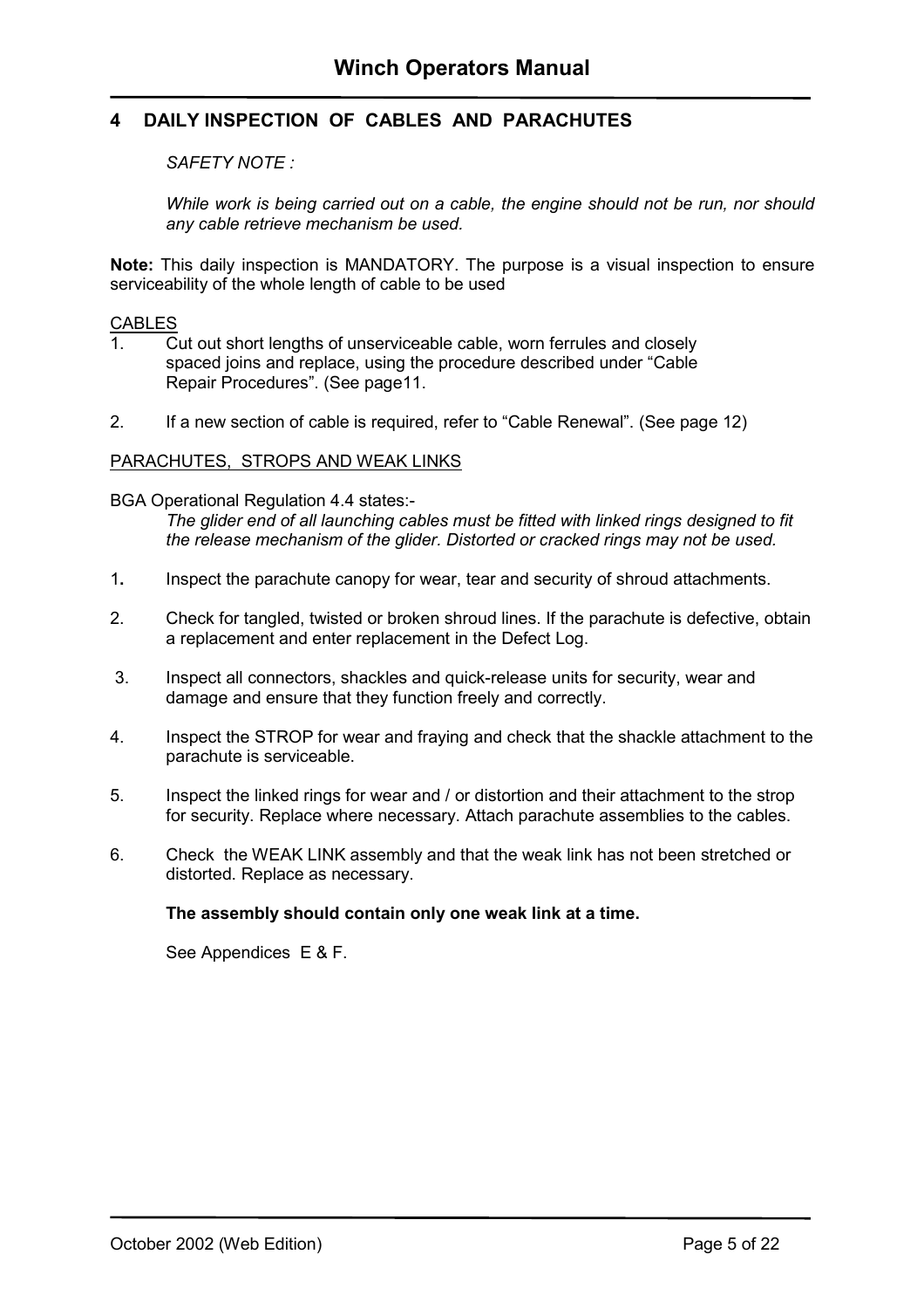## 4 DAILY INSPECTION OF CABLES AND PARACHUTES

*SAFETY NOTE :*

*While work is being carried out on a cable, the engine should not be run, nor should any cable retrieve mechanism be used.*

**Note:** This daily inspection is MANDATORY. The purpose is a visual inspection to ensure serviceability of the whole length of cable to be used

CABLES

1. Cut out short lengths of unserviceable cable, worn ferrules and closely spaced joins and replace, using the procedure described under "Cable Repair Procedures". (See page11.

2. If a new section of cable is required, refer to "Cable Renewal". (See page 12)

PARACHUTES, STROPS AND WEAK LINKS

BGA Operational Regulation 4.4 states:-

*The glider end of all launching cables must be fitted with linked rings designed to fit the release mechanism of the glider. Distorted or cracked rings may not be used.*

1. Inspect the parachute canopy for wear, tear and security of shroud attachments.

2. Check for tangled, twisted or broken shroud lines. If the parachute is defective, obtain a replacement and enter replacement in the Defect Log.

3. Inspect all connectors, shackles and quick-release units for security, wear and damage and ensure that they function freely and correctly.

4. Inspect the STROP for wear and fraying and check that the shackle attachment to the parachute is serviceable.

5. Inspect the linked rings for wear and / or distortion and their attachment to the strop for security. Replace where necessary. Attach parachute assemblies to the cables.

6. Check the WEAK LINK assembly and that the weak link has not been stretched or distorted. Replace as necessary.

   **The assembly should contain only one weak link at a time.**

   See Appendices E & F.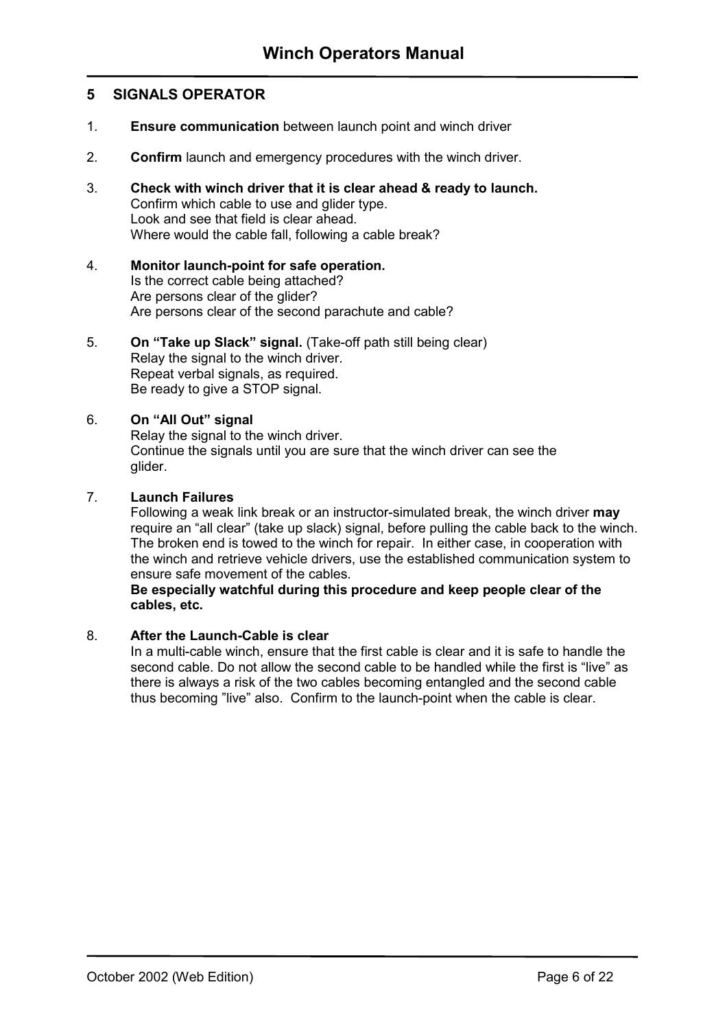## 5 SIGNALS OPERATOR

1. **Ensure communication** between launch point and winch driver

2. **Confirm** launch and emergency procedures with the winch driver.

3. **Check with winch driver that it is clear ahead & ready to launch.**
   Confirm which cable to use and glider type.
   Look and see that field is clear ahead.
   Where would the cable fall, following a cable break?

4. **Monitor launch-point for safe operation.**
   Is the correct cable being attached?
   Are persons clear of the glider?
   Are persons clear of the second parachute and cable?

5. **On "Take up Slack" signal.** (Take-off path still being clear)
   Relay the signal to the winch driver.
   Repeat verbal signals, as required.
   Be ready to give a STOP signal.

6. **On "All Out" signal**
   Relay the signal to the winch driver.
   Continue the signals until you are sure that the winch driver can see the glider.

7. **Launch Failures**
   Following a weak link break or an instructor-simulated break, the winch driver **may** require an "all clear" (take up slack) signal, before pulling the cable back to the winch. The broken end is towed to the winch for repair. In either case, in cooperation with the winch and retrieve vehicle drivers, use the established communication system to ensure safe movement of the cables.
   **Be especially watchful during this procedure and keep people clear of the cables, etc.**

8. **After the Launch-Cable is clear**
   In a multi-cable winch, ensure that the first cable is clear and it is safe to handle the second cable. Do not allow the second cable to be handled while the first is "live" as there is always a risk of the two cables becoming entangled and the second cable thus becoming "live" also. Confirm to the launch-point when the cable is clear.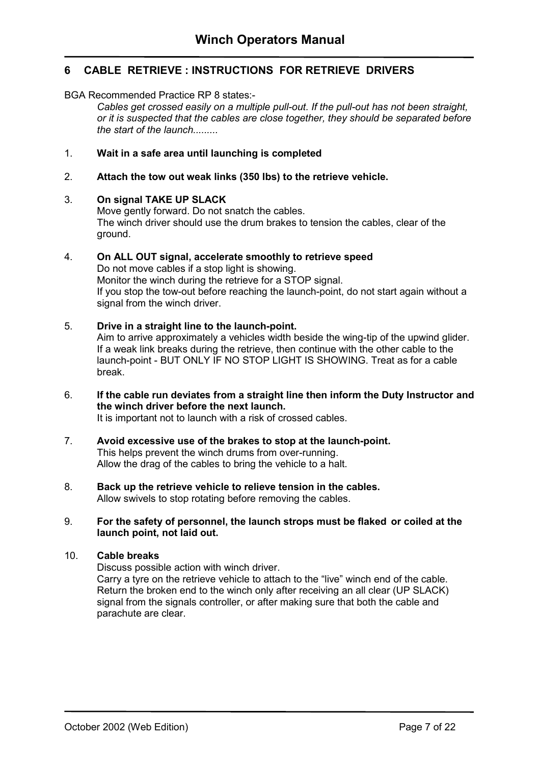## 6 CABLE RETRIEVE : INSTRUCTIONS FOR RETRIEVE DRIVERS

BGA Recommended Practice RP 8 states:-

*Cables get crossed easily on a multiple pull-out. If the pull-out has not been straight, or it is suspected that the cables are close together, they should be separated before the start of the launch.........*

1. **Wait in a safe area until launching is completed**

2. **Attach the tow out weak links (350 lbs) to the retrieve vehicle.**

3. **On signal TAKE UP SLACK**
   Move gently forward. Do not snatch the cables.
   The winch driver should use the drum brakes to tension the cables, clear of the ground.

4. **On ALL OUT signal, accelerate smoothly to retrieve speed**
   Do not move cables if a stop light is showing.
   Monitor the winch during the retrieve for a STOP signal.
   If you stop the tow-out before reaching the launch-point, do not start again without a signal from the winch driver.

5. **Drive in a straight line to the launch-point.**
   Aim to arrive approximately a vehicles width beside the wing-tip of the upwind glider.
   If a weak link breaks during the retrieve, then continue with the other cable to the launch-point - BUT ONLY IF NO STOP LIGHT IS SHOWING. Treat as for a cable break.

6. **If the cable run deviates from a straight line then inform the Duty Instructor and the winch driver before the next launch.**
   It is important not to launch with a risk of crossed cables.

7. **Avoid excessive use of the brakes to stop at the launch-point.**
   This helps prevent the winch drums from over-running.
   Allow the drag of the cables to bring the vehicle to a halt.

8. **Back up the retrieve vehicle to relieve tension in the cables.**
   Allow swivels to stop rotating before removing the cables.

9. **For the safety of personnel, the launch strops must be flaked or coiled at the launch point, not laid out.**

10. **Cable breaks**
    Discuss possible action with winch driver.
    Carry a tyre on the retrieve vehicle to attach to the "live" winch end of the cable.
    Return the broken end to the winch only after receiving an all clear (UP SLACK) signal from the signals controller, or after making sure that both the cable and parachute are clear.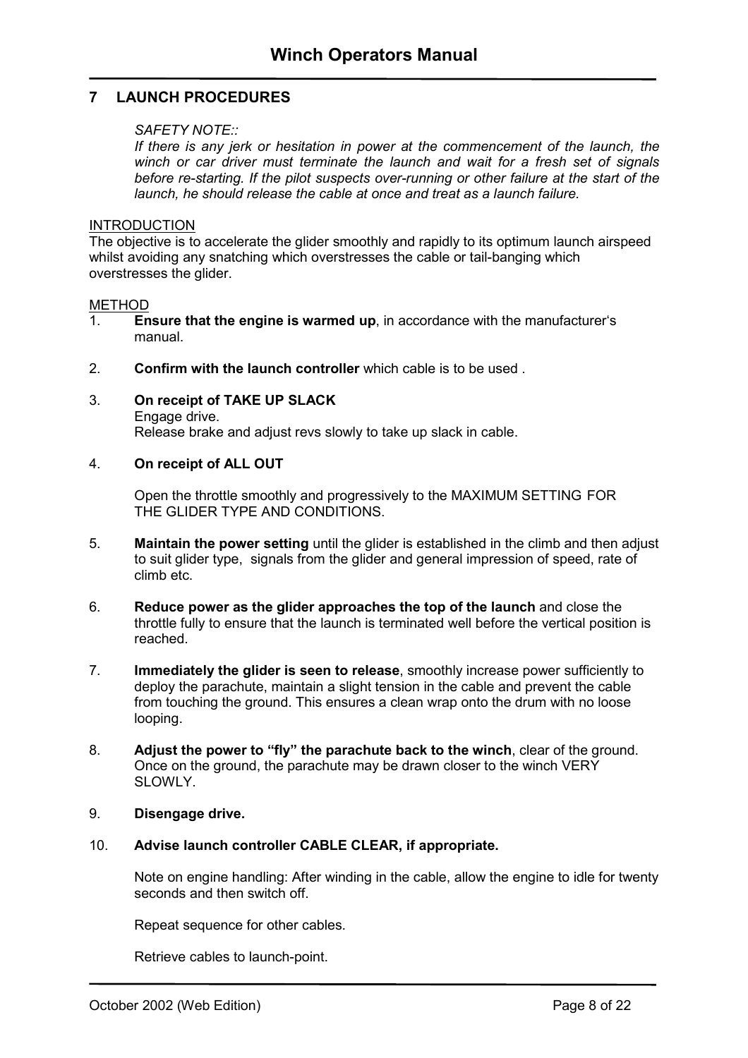## 7 LAUNCH PROCEDURES

*SAFETY NOTE::*
*If there is any jerk or hesitation in power at the commencement of the launch, the winch or car driver must terminate the launch and wait for a fresh set of signals before re-starting. If the pilot suspects over-running or other failure at the start of the launch, he should release the cable at once and treat as a launch failure.*

<u>INTRODUCTION</u>
The objective is to accelerate the glider smoothly and rapidly to its optimum launch airspeed whilst avoiding any snatching which overstresses the cable or tail-banging which overstresses the glider.

<u>METHOD</u>

1. **Ensure that the engine is warmed up**, in accordance with the manufacturer's manual.

2. **Confirm with the launch controller** which cable is to be used .

3. **On receipt of TAKE UP SLACK**
   Engage drive.
   Release brake and adjust revs slowly to take up slack in cable.

4. **On receipt of ALL OUT**

   Open the throttle smoothly and progressively to the MAXIMUM SETTING FOR THE GLIDER TYPE AND CONDITIONS.

5. **Maintain the power setting** until the glider is established in the climb and then adjust to suit glider type, signals from the glider and general impression of speed, rate of climb etc.

6. **Reduce power as the glider approaches the top of the launch** and close the throttle fully to ensure that the launch is terminated well before the vertical position is reached.

7. **Immediately the glider is seen to release**, smoothly increase power sufficiently to deploy the parachute, maintain a slight tension in the cable and prevent the cable from touching the ground. This ensures a clean wrap onto the drum with no loose looping.

8. **Adjust the power to "fly" the parachute back to the winch**, clear of the ground. Once on the ground, the parachute may be drawn closer to the winch VERY SLOWLY.

9. **Disengage drive.**

10. **Advise launch controller CABLE CLEAR, if appropriate.**

    Note on engine handling: After winding in the cable, allow the engine to idle for twenty seconds and then switch off.

    Repeat sequence for other cables.

    Retrieve cables to launch-point.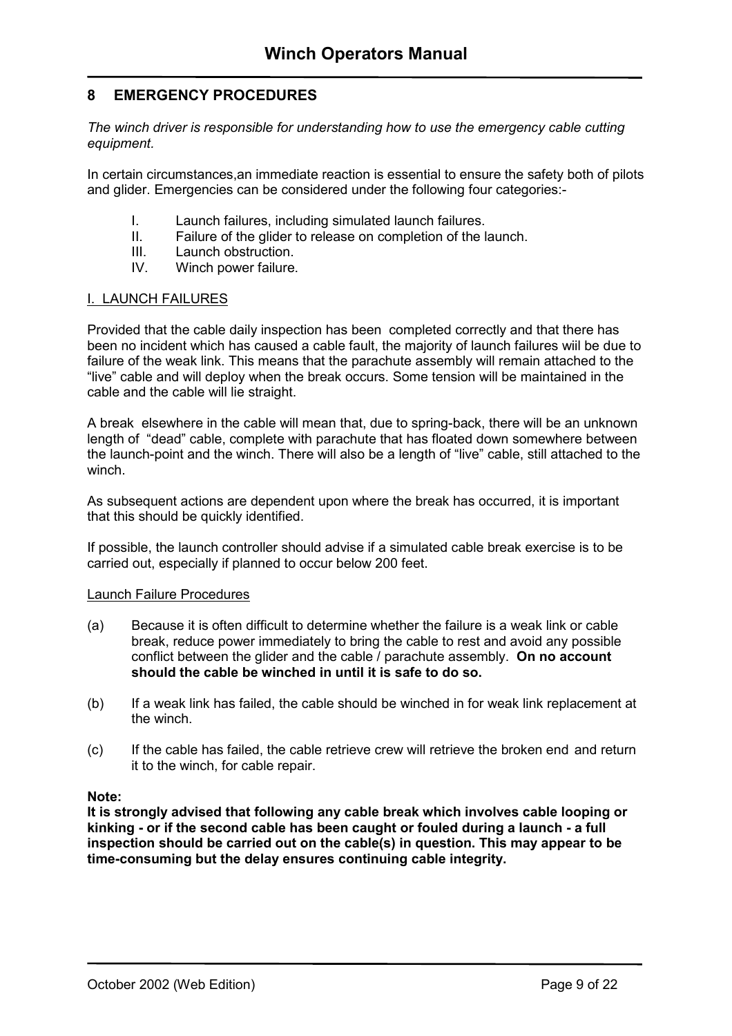## 8 EMERGENCY PROCEDURES

*The winch driver is responsible for understanding how to use the emergency cable cutting equipment.*

In certain circumstances,an immediate reaction is essential to ensure the safety both of pilots and glider. Emergencies can be considered under the following four categories:-

I. Launch failures, including simulated launch failures.
II. Failure of the glider to release on completion of the launch.
III. Launch obstruction.
IV. Winch power failure.

### I. LAUNCH FAILURES

Provided that the cable daily inspection has been completed correctly and that there has been no incident which has caused a cable fault, the majority of launch failures wiil be due to failure of the weak link. This means that the parachute assembly will remain attached to the "live" cable and will deploy when the break occurs. Some tension will be maintained in the cable and the cable will lie straight.

A break elsewhere in the cable will mean that, due to spring-back, there will be an unknown length of "dead" cable, complete with parachute that has floated down somewhere between the launch-point and the winch. There will also be a length of "live" cable, still attached to the winch.

As subsequent actions are dependent upon where the break has occurred, it is important that this should be quickly identified.

If possible, the launch controller should advise if a simulated cable break exercise is to be carried out, especially if planned to occur below 200 feet.

#### Launch Failure Procedures

(a) Because it is often difficult to determine whether the failure is a weak link or cable break, reduce power immediately to bring the cable to rest and avoid any possible conflict between the glider and the cable / parachute assembly. **On no account should the cable be winched in until it is safe to do so.**

(b) If a weak link has failed, the cable should be winched in for weak link replacement at the winch.

(c) If the cable has failed, the cable retrieve crew will retrieve the broken end and return it to the winch, for cable repair.

**Note:**
**It is strongly advised that following any cable break which involves cable looping or kinking - or if the second cable has been caught or fouled during a launch - a full inspection should be carried out on the cable(s) in question. This may appear to be time-consuming but the delay ensures continuing cable integrity.**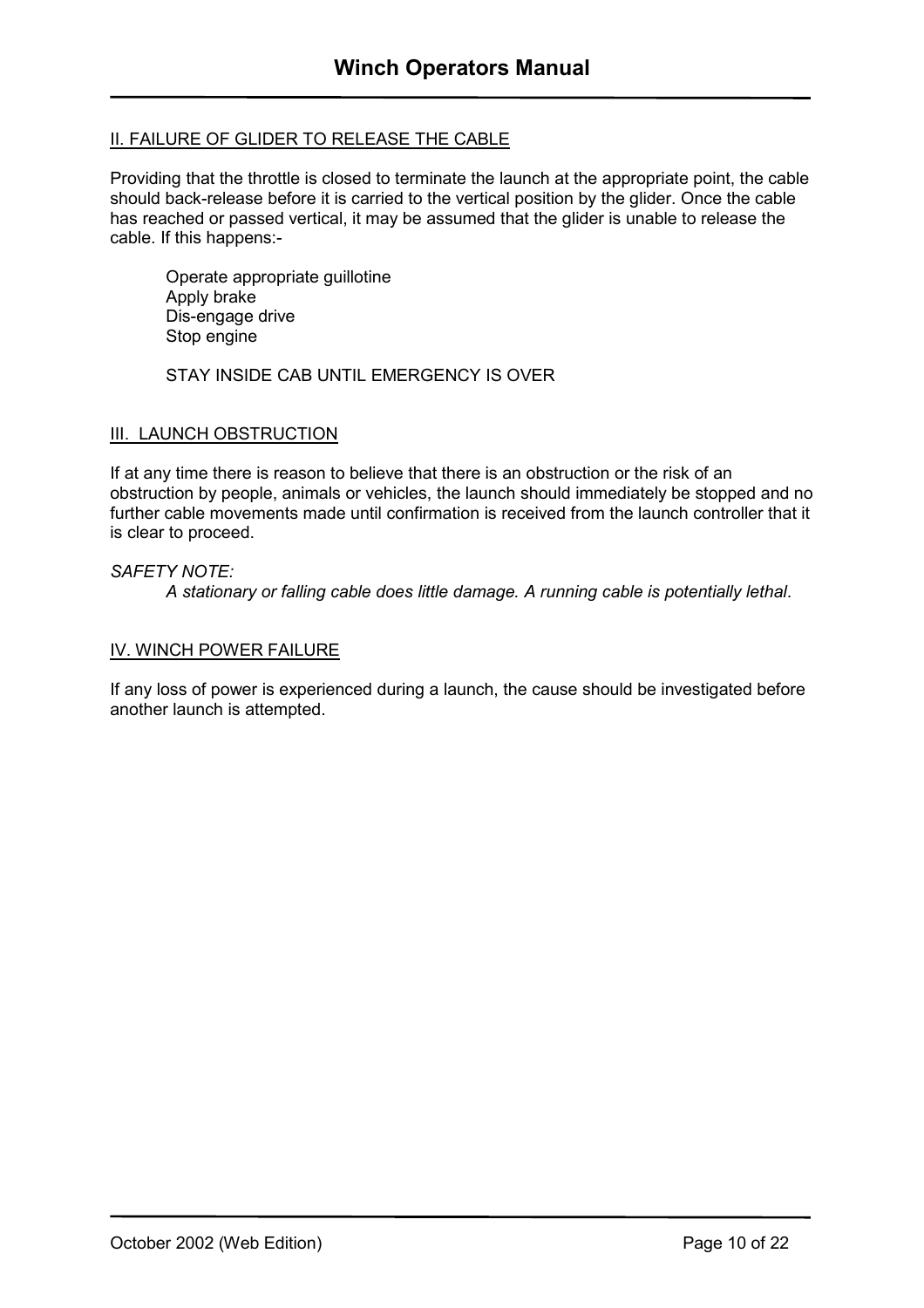## II. FAILURE OF GLIDER TO RELEASE THE CABLE

Providing that the throttle is closed to terminate the launch at the appropriate point, the cable should back-release before it is carried to the vertical position by the glider. Once the cable has reached or passed vertical, it may be assumed that the glider is unable to release the cable. If this happens:-

Operate appropriate guillotine
Apply brake
Dis-engage drive
Stop engine

STAY INSIDE CAB UNTIL EMERGENCY IS OVER

## III. LAUNCH OBSTRUCTION

If at any time there is reason to believe that there is an obstruction or the risk of an obstruction by people, animals or vehicles, the launch should immediately be stopped and no further cable movements made until confirmation is received from the launch controller that it is clear to proceed.

*SAFETY NOTE:*

*A stationary or falling cable does little damage. A running cable is potentially lethal*.

## IV. WINCH POWER FAILURE

If any loss of power is experienced during a launch, the cause should be investigated before another launch is attempted.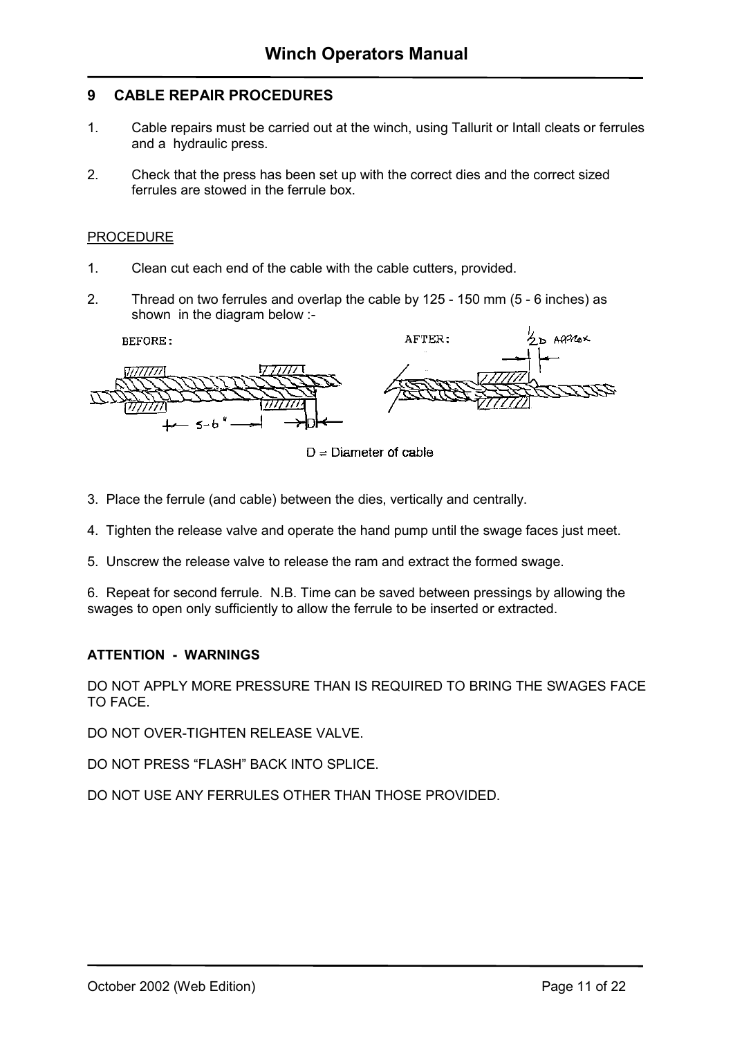## 9 CABLE REPAIR PROCEDURES

1. Cable repairs must be carried out at the winch, using Tallurit or Intall cleats or ferrules and a hydraulic press.

2. Check that the press has been set up with the correct dies and the correct sized ferrules are stowed in the ferrule box.

PROCEDURE

1. Clean cut each end of the cable with the cable cutters, provided.

2. Thread on two ferrules and overlap the cable by 125 - 150 mm (5 - 6 inches) as shown in the diagram below :-

BEFORE: AFTER: ½D APPROX

5-6" D

D = Diameter of cable

3. Place the ferrule (and cable) between the dies, vertically and centrally.

4. Tighten the release valve and operate the hand pump until the swage faces just meet.

5. Unscrew the release valve to release the ram and extract the formed swage.

6. Repeat for second ferrule. N.B. Time can be saved between pressings by allowing the swages to open only sufficiently to allow the ferrule to be inserted or extracted.

**ATTENTION - WARNINGS**

DO NOT APPLY MORE PRESSURE THAN IS REQUIRED TO BRING THE SWAGES FACE TO FACE.

DO NOT OVER-TIGHTEN RELEASE VALVE.

DO NOT PRESS "FLASH" BACK INTO SPLICE.

DO NOT USE ANY FERRULES OTHER THAN THOSE PROVIDED.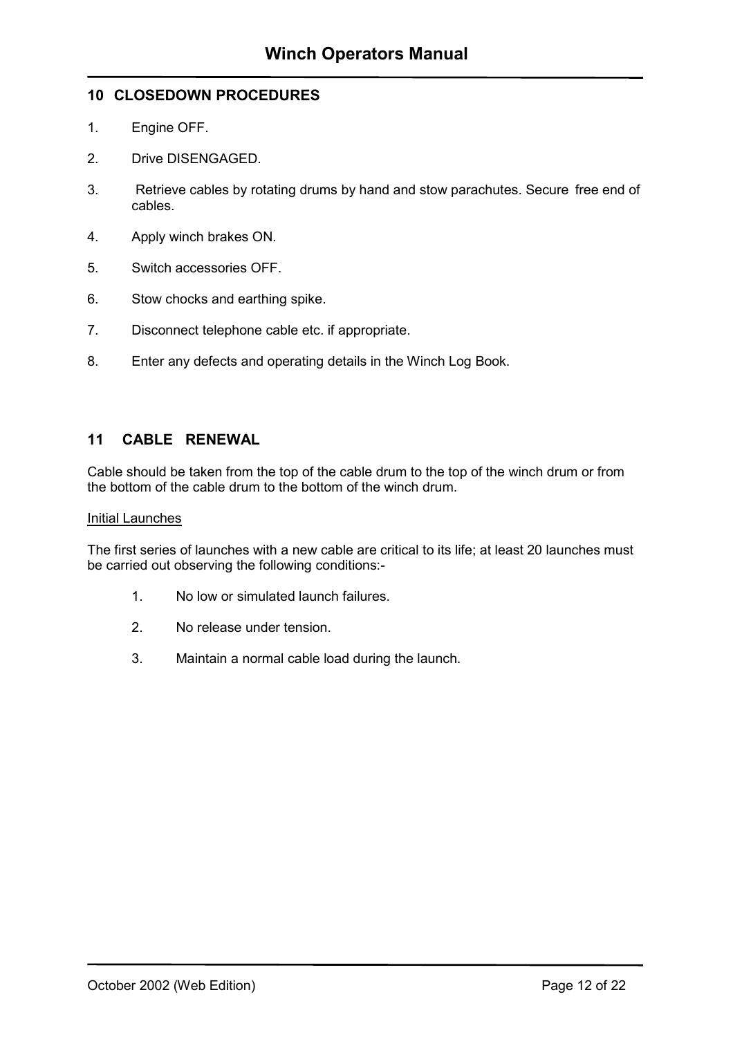## 10 CLOSEDOWN PROCEDURES

1. Engine OFF.
2. Drive DISENGAGED.
3. Retrieve cables by rotating drums by hand and stow parachutes. Secure free end of cables.
4. Apply winch brakes ON.
5. Switch accessories OFF.
6. Stow chocks and earthing spike.
7. Disconnect telephone cable etc. if appropriate.
8. Enter any defects and operating details in the Winch Log Book.

## 11 CABLE RENEWAL

Cable should be taken from the top of the cable drum to the top of the winch drum or from the bottom of the cable drum to the bottom of the winch drum.

Initial Launches

The first series of launches with a new cable are critical to its life; at least 20 launches must be carried out observing the following conditions:-

1. No low or simulated launch failures.
2. No release under tension.
3. Maintain a normal cable load during the launch.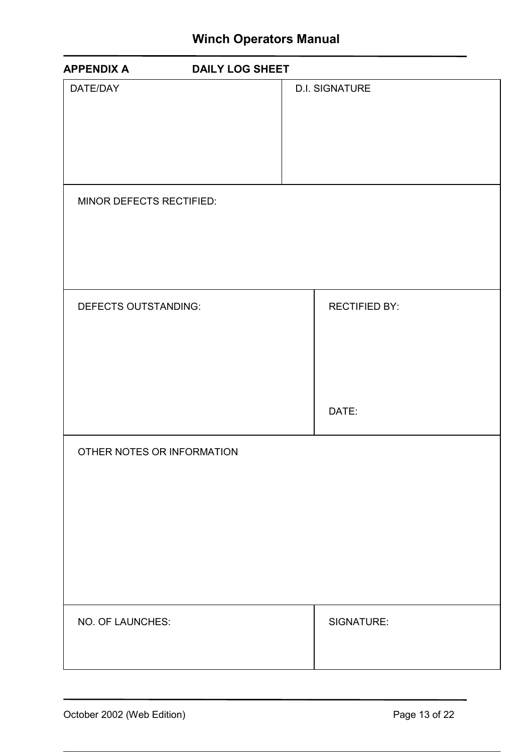## APPENDIX A DAILY LOG SHEET

| DATE/DAY | D.I. SIGNATURE |
|---|---|
| | |

| MINOR DEFECTS RECTIFIED: |
|---|
| |

| DEFECTS OUTSTANDING: | RECTIFIED BY: |
|---|---|
| | DATE: |

| OTHER NOTES OR INFORMATION |
|---|
| |

| NO. OF LAUNCHES: | SIGNATURE: |
|---|---|
| | |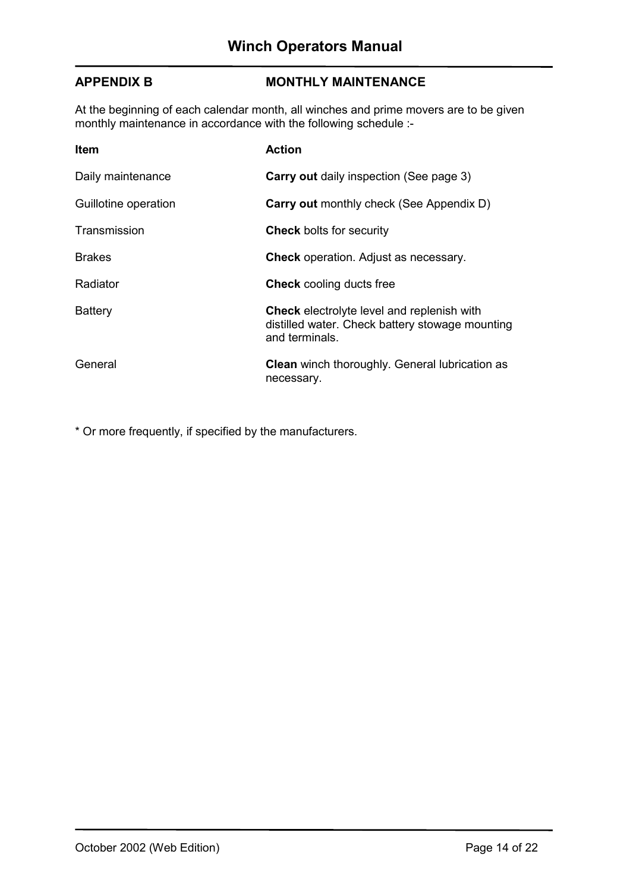## APPENDIX B MONTHLY MAINTENANCE

At the beginning of each calendar month, all winches and prime movers are to be given monthly maintenance in accordance with the following schedule :-

| Item | Action |
|---|---|
| Daily maintenance | **Carry out** daily inspection (See page 3) |
| Guillotine operation | **Carry out** monthly check (See Appendix D) |
| Transmission | **Check** bolts for security |
| Brakes | **Check** operation. Adjust as necessary. |
| Radiator | **Check** cooling ducts free |
| Battery | **Check** electrolyte level and replenish with distilled water. Check battery stowage mounting and terminals. |
| General | **Clean** winch thoroughly. General lubrication as necessary. |

* Or more frequently, if specified by the manufacturers.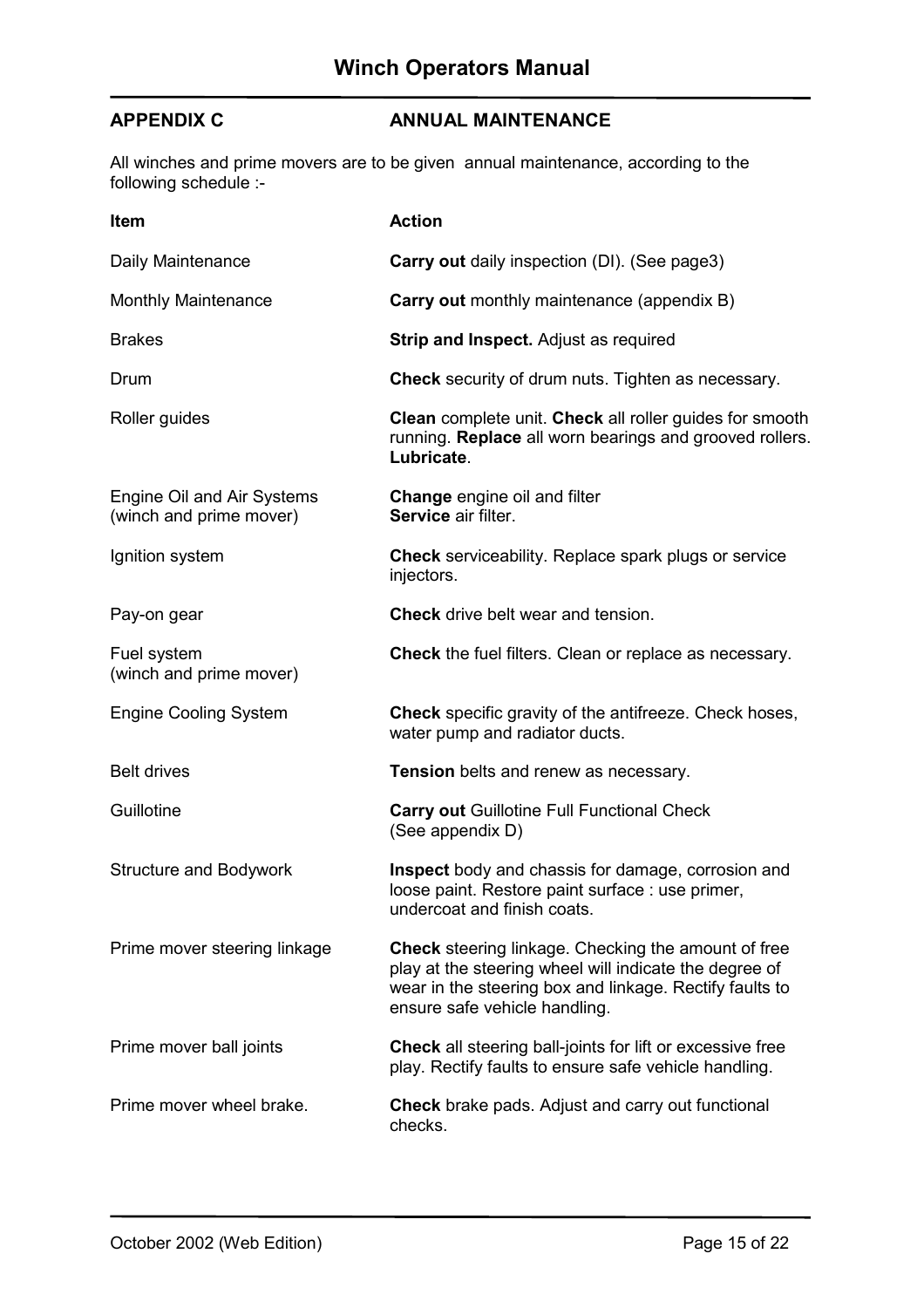## APPENDIX C ANNUAL MAINTENANCE

All winches and prime movers are to be given annual maintenance, according to the following schedule :-

| Item | Action |
|---|---|
| Daily Maintenance | **Carry out** daily inspection (DI). (See page3) |
| Monthly Maintenance | **Carry out** monthly maintenance (appendix B) |
| Brakes | **Strip and Inspect.** Adjust as required |
| Drum | **Check** security of drum nuts. Tighten as necessary. |
| Roller guides | **Clean** complete unit. **Check** all roller guides for smooth running. **Replace** all worn bearings and grooved rollers. **Lubricate**. |
| Engine Oil and Air Systems (winch and prime mover) | **Change** engine oil and filter **Service** air filter. |
| Ignition system | **Check** serviceability. Replace spark plugs or service injectors. |
| Pay-on gear | **Check** drive belt wear and tension. |
| Fuel system (winch and prime mover) | **Check** the fuel filters. Clean or replace as necessary. |
| Engine Cooling System | **Check** specific gravity of the antifreeze. Check hoses, water pump and radiator ducts. |
| Belt drives | **Tension** belts and renew as necessary. |
| Guillotine | **Carry out** Guillotine Full Functional Check (See appendix D) |
| Structure and Bodywork | **Inspect** body and chassis for damage, corrosion and loose paint. Restore paint surface : use primer, undercoat and finish coats. |
| Prime mover steering linkage | **Check** steering linkage. Checking the amount of free play at the steering wheel will indicate the degree of wear in the steering box and linkage. Rectify faults to ensure safe vehicle handling. |
| Prime mover ball joints | **Check** all steering ball-joints for lift or excessive free play. Rectify faults to ensure safe vehicle handling. |
| Prime mover wheel brake. | **Check** brake pads. Adjust and carry out functional checks. |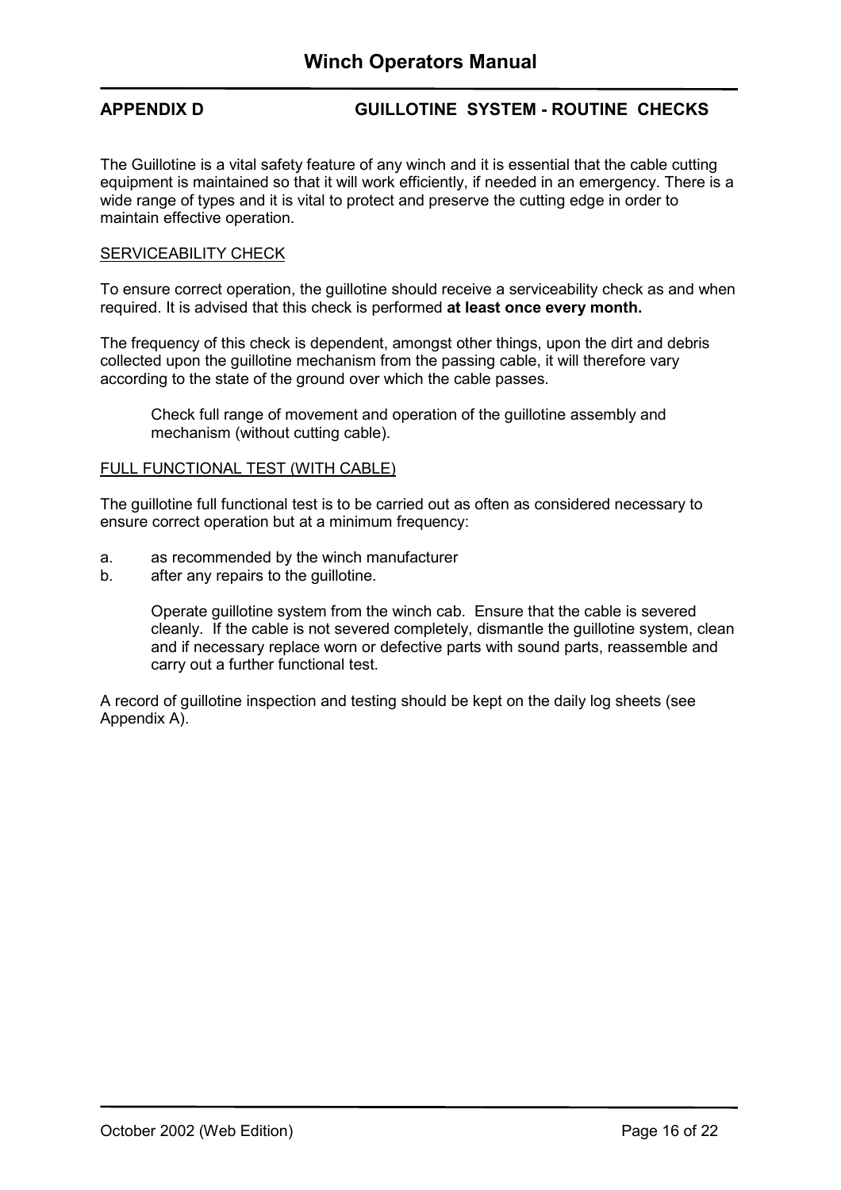## APPENDIX D GUILLOTINE SYSTEM - ROUTINE CHECKS

The Guillotine is a vital safety feature of any winch and it is essential that the cable cutting equipment is maintained so that it will work efficiently, if needed in an emergency. There is a wide range of types and it is vital to protect and preserve the cutting edge in order to maintain effective operation.

### SERVICEABILITY CHECK

To ensure correct operation, the guillotine should receive a serviceability check as and when required. It is advised that this check is performed **at least once every month.**

The frequency of this check is dependent, amongst other things, upon the dirt and debris collected upon the guillotine mechanism from the passing cable, it will therefore vary according to the state of the ground over which the cable passes.

> Check full range of movement and operation of the guillotine assembly and mechanism (without cutting cable).

### FULL FUNCTIONAL TEST (WITH CABLE)

The guillotine full functional test is to be carried out as often as considered necessary to ensure correct operation but at a minimum frequency:

a. as recommended by the winch manufacturer
b. after any repairs to the guillotine.

> Operate guillotine system from the winch cab. Ensure that the cable is severed cleanly. If the cable is not severed completely, dismantle the guillotine system, clean and if necessary replace worn or defective parts with sound parts, reassemble and carry out a further functional test.

A record of guillotine inspection and testing should be kept on the daily log sheets (see Appendix A).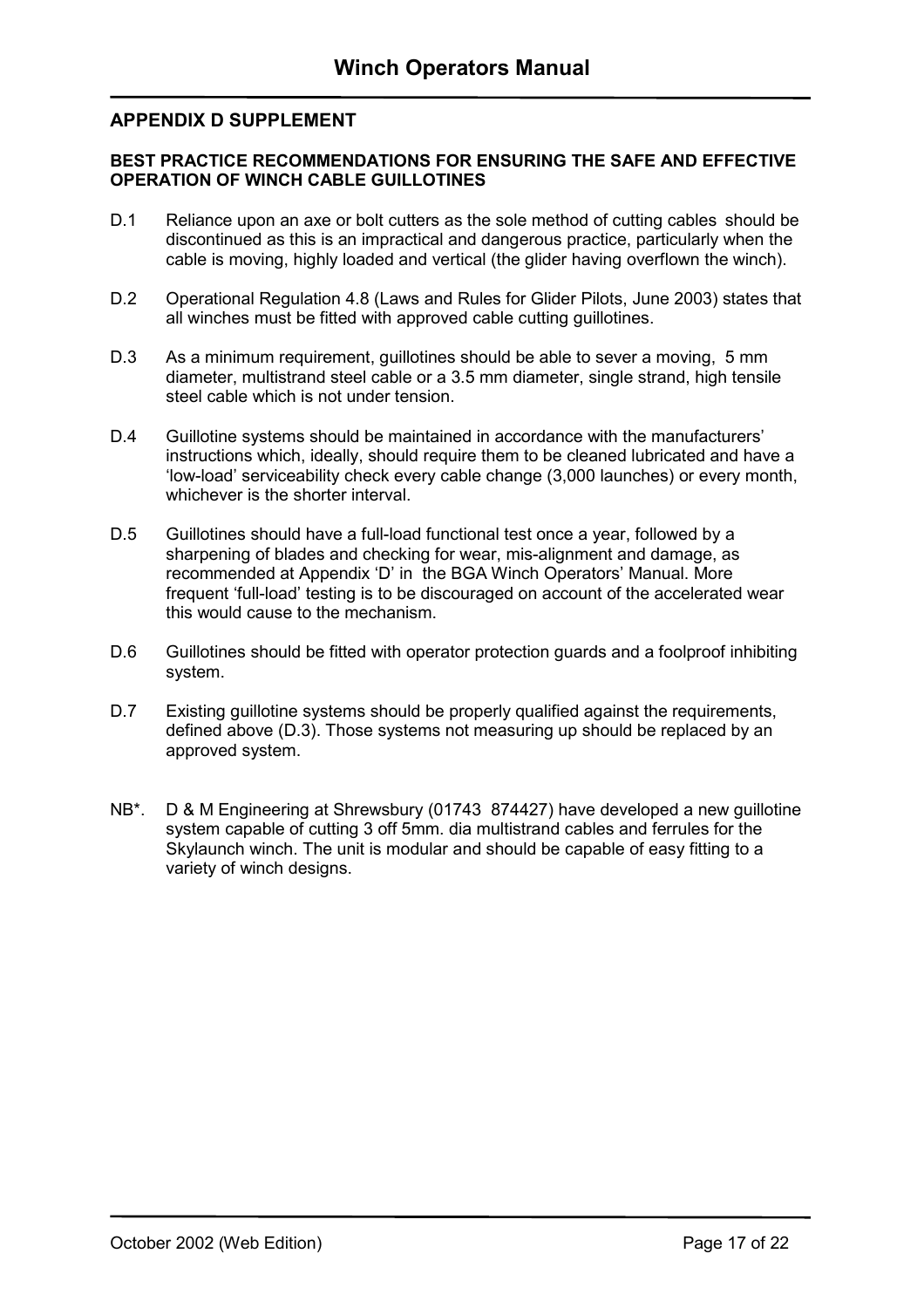## APPENDIX D SUPPLEMENT

### BEST PRACTICE RECOMMENDATIONS FOR ENSURING THE SAFE AND EFFECTIVE OPERATION OF WINCH CABLE GUILLOTINES

D.1 Reliance upon an axe or bolt cutters as the sole method of cutting cables should be discontinued as this is an impractical and dangerous practice, particularly when the cable is moving, highly loaded and vertical (the glider having overflown the winch).

D.2 Operational Regulation 4.8 (Laws and Rules for Glider Pilots, June 2003) states that all winches must be fitted with approved cable cutting guillotines.

D.3 As a minimum requirement, guillotines should be able to sever a moving, 5 mm diameter, multistrand steel cable or a 3.5 mm diameter, single strand, high tensile steel cable which is not under tension.

D.4 Guillotine systems should be maintained in accordance with the manufacturers' instructions which, ideally, should require them to be cleaned lubricated and have a 'low-load' serviceability check every cable change (3,000 launches) or every month, whichever is the shorter interval.

D.5 Guillotines should have a full-load functional test once a year, followed by a sharpening of blades and checking for wear, mis-alignment and damage, as recommended at Appendix 'D' in the BGA Winch Operators' Manual. More frequent 'full-load' testing is to be discouraged on account of the accelerated wear this would cause to the mechanism.

D.6 Guillotines should be fitted with operator protection guards and a foolproof inhibiting system.

D.7 Existing guillotine systems should be properly qualified against the requirements, defined above (D.3). Those systems not measuring up should be replaced by an approved system.

NB*. D & M Engineering at Shrewsbury (01743 874427) have developed a new guillotine system capable of cutting 3 off 5mm. dia multistrand cables and ferrules for the Skylaunch winch. The unit is modular and should be capable of easy fitting to a variety of winch designs.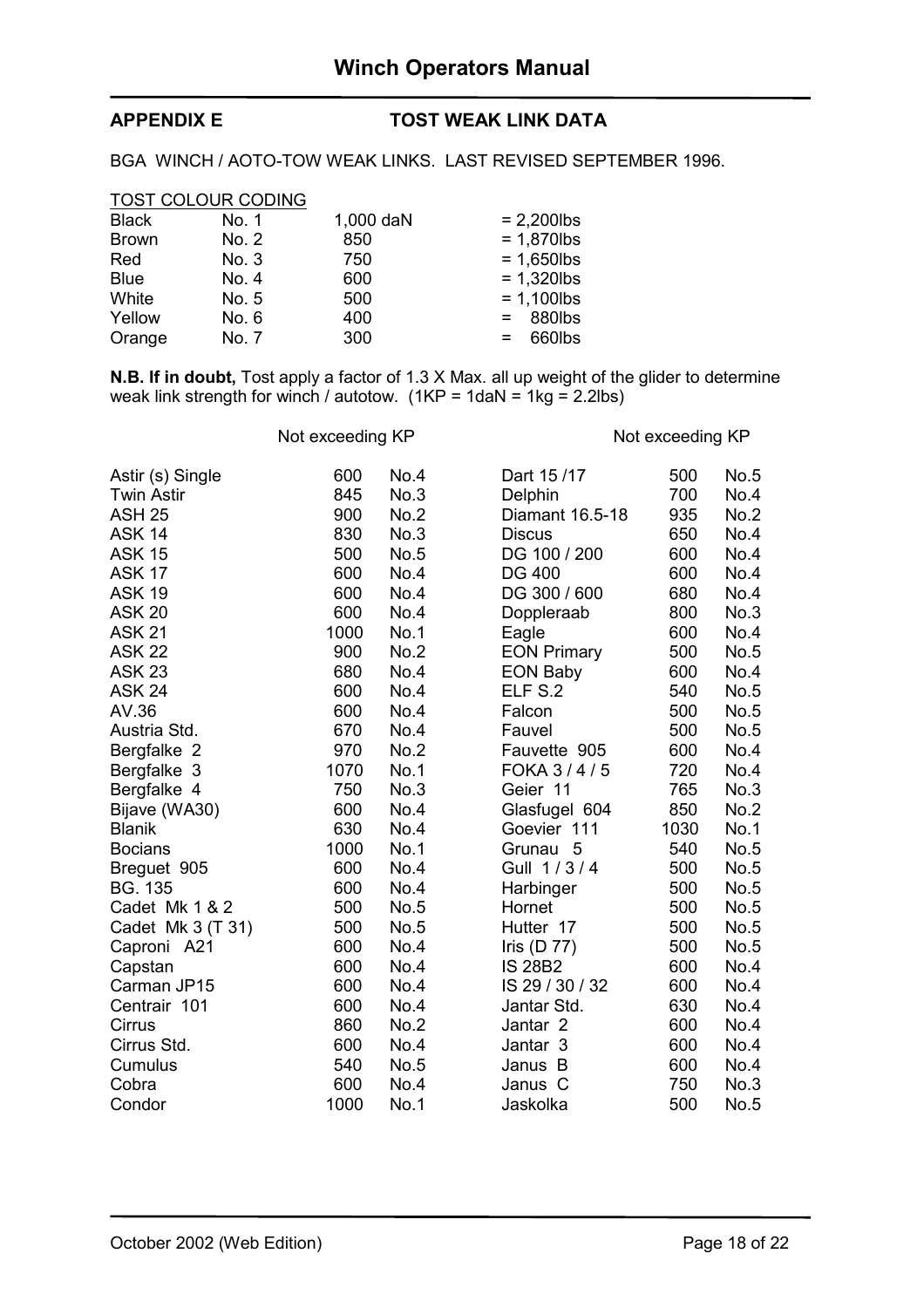## APPENDIX E TOST WEAK LINK DATA

BGA WINCH / AOTO-TOW WEAK LINKS. LAST REVISED SEPTEMBER 1996.

TOST COLOUR CODING

| | | | |
|---|---|---|---|
| Black | No. 1 | 1,000 daN | = 2,200lbs |
| Brown | No. 2 | 850 | = 1,870lbs |
| Red | No. 3 | 750 | = 1,650lbs |
| Blue | No. 4 | 600 | = 1,320lbs |
| White | No. 5 | 500 | = 1,100lbs |
| Yellow | No. 6 | 400 | = 880lbs |
| Orange | No. 7 | 300 | = 660lbs |

**N.B. If in doubt,** Tost apply a factor of 1.3 X Max. all up weight of the glider to determine weak link strength for winch / autotow. (1KP = 1daN = 1kg = 2.2lbs)

| | Not exceeding KP | |
|---|---|---|
| Astir (s) Single | 600 | No.4 |
| Twin Astir | 845 | No.3 |
| ASH 25 | 900 | No.2 |
| ASK 14 | 830 | No.3 |
| ASK 15 | 500 | No.5 |
| ASK 17 | 600 | No.4 |
| ASK 19 | 600 | No.4 |
| ASK 20 | 600 | No.4 |
| ASK 21 | 1000 | No.1 |
| ASK 22 | 900 | No.2 |
| ASK 23 | 680 | No.4 |
| ASK 24 | 600 | No.4 |
| AV.36 | 600 | No.4 |
| Austria Std. | 670 | No.4 |
| Bergfalke 2 | 970 | No.2 |
| Bergfalke 3 | 1070 | No.1 |
| Bergfalke 4 | 750 | No.3 |
| Bijave (WA30) | 600 | No.4 |
| Blanik | 630 | No.4 |
| Bocians | 1000 | No.1 |
| Breguet 905 | 600 | No.4 |
| BG. 135 | 600 | No.4 |
| Cadet Mk 1 & 2 | 500 | No.5 |
| Cadet Mk 3 (T 31) | 500 | No.5 |
| Caproni A21 | 600 | No.4 |
| Capstan | 600 | No.4 |
| Carman JP15 | 600 | No.4 |
| Centrair 101 | 600 | No.4 |
| Cirrus | 860 | No.2 |
| Cirrus Std. | 600 | No.4 |
| Cumulus | 540 | No.5 |
| Cobra | 600 | No.4 |
| Condor | 1000 | No.1 |

| | Not exceeding KP | |
|---|---|---|
| Dart 15 /17 | 500 | No.5 |
| Delphin | 700 | No.4 |
| Diamant 16.5-18 | 935 | No.2 |
| Discus | 650 | No.4 |
| DG 100 / 200 | 600 | No.4 |
| DG 400 | 600 | No.4 |
| DG 300 / 600 | 680 | No.4 |
| Doppleraab | 800 | No.3 |
| Eagle | 600 | No.4 |
| EON Primary | 500 | No.5 |
| EON Baby | 600 | No.4 |
| ELF S.2 | 540 | No.5 |
| Falcon | 500 | No.5 |
| Fauvel | 500 | No.5 |
| Fauvette 905 | 600 | No.4 |
| FOKA 3 / 4 / 5 | 720 | No.4 |
| Geier 11 | 765 | No.3 |
| Glasfugel 604 | 850 | No.2 |
| Goevier 111 | 1030 | No.1 |
| Grunau 5 | 540 | No.5 |
| Gull 1 / 3 / 4 | 500 | No.5 |
| Harbinger | 500 | No.5 |
| Hornet | 500 | No.5 |
| Hutter 17 | 500 | No.5 |
| Iris (D 77) | 500 | No.5 |
| IS 28B2 | 600 | No.4 |
| IS 29 / 30 / 32 | 600 | No.4 |
| Jantar Std. | 630 | No.4 |
| Jantar 2 | 600 | No.4 |
| Jantar 3 | 600 | No.4 |
| Janus B | 600 | No.4 |
| Janus C | 750 | No.3 |
| Jaskolka | 500 | No.5 |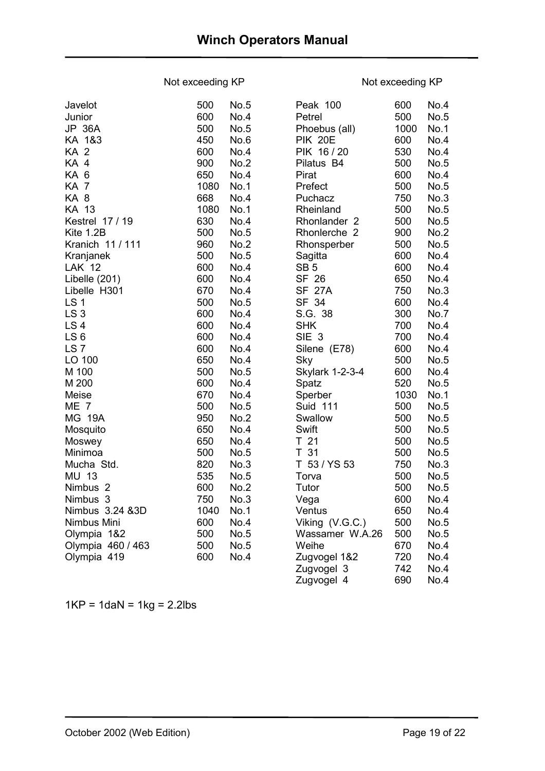| Glider | Not exceeding KP | |
|---|---|---|
| Javelot | 500 | No.5 |
| Junior | 600 | No.4 |
| JP 36A | 500 | No.5 |
| KA 1&3 | 450 | No.6 |
| KA 2 | 600 | No.4 |
| KA 4 | 900 | No.2 |
| KA 6 | 650 | No.4 |
| KA 7 | 1080 | No.1 |
| KA 8 | 668 | No.4 |
| KA 13 | 1080 | No.1 |
| Kestrel 17 / 19 | 630 | No.4 |
| Kite 1.2B | 500 | No.5 |
| Kranich 11 / 111 | 960 | No.2 |
| Kranjanek | 500 | No.5 |
| LAK 12 | 600 | No.4 |
| Libelle (201) | 600 | No.4 |
| Libelle H301 | 670 | No.4 |
| LS 1 | 500 | No.5 |
| LS 3 | 600 | No.4 |
| LS 4 | 600 | No.4 |
| LS 6 | 600 | No.4 |
| LS 7 | 600 | No.4 |
| LO 100 | 650 | No.4 |
| M 100 | 500 | No.5 |
| M 200 | 600 | No.4 |
| Meise | 670 | No.4 |
| ME 7 | 500 | No.5 |
| MG 19A | 950 | No.2 |
| Mosquito | 650 | No.4 |
| Moswey | 650 | No.4 |
| Minimoa | 500 | No.5 |
| Mucha Std. | 820 | No.3 |
| MU 13 | 535 | No.5 |
| Nimbus 2 | 600 | No.2 |
| Nimbus 3 | 750 | No.3 |
| Nimbus 3.24 &3D | 1040 | No.1 |
| Nimbus Mini | 600 | No.4 |
| Olympia 1&2 | 500 | No.5 |
| Olympia 460 / 463 | 500 | No.5 |
| Olympia 419 | 600 | No.4 |
| Peak 100 | 600 | No.4 |
| Petrel | 500 | No.5 |
| Phoebus (all) | 1000 | No.1 |
| PIK 20E | 600 | No.4 |
| PIK 16 / 20 | 530 | No.4 |
| Pilatus B4 | 500 | No.5 |
| Pirat | 600 | No.4 |
| Prefect | 500 | No.5 |
| Puchacz | 750 | No.3 |
| Rheinland | 500 | No.5 |
| Rhonlander 2 | 500 | No.5 |
| Rhonlerche 2 | 900 | No.2 |
| Rhonsperber | 500 | No.5 |
| Sagitta | 600 | No.4 |
| SB 5 | 600 | No.4 |
| SF 26 | 650 | No.4 |
| SF 27A | 750 | No.3 |
| SF 34 | 600 | No.4 |
| S.G. 38 | 300 | No.7 |
| SHK | 700 | No.4 |
| SIE 3 | 700 | No.4 |
| Silene (E78) | 600 | No.4 |
| Sky | 500 | No.5 |
| Skylark 1-2-3-4 | 600 | No.4 |
| Spatz | 520 | No.5 |
| Sperber | 1030 | No.1 |
| Suid 111 | 500 | No.5 |
| Swallow | 500 | No.5 |
| Swift | 500 | No.5 |
| T 21 | 500 | No.5 |
| T 31 | 500 | No.5 |
| T 53 / YS 53 | 750 | No.3 |
| Torva | 500 | No.5 |
| Tutor | 500 | No.5 |
| Vega | 600 | No.4 |
| Ventus | 650 | No.4 |
| Viking (V.G.C.) | 500 | No.5 |
| Wassamer W.A.26 | 500 | No.5 |
| Weihe | 670 | No.4 |
| Zugvogel 1&2 | 720 | No.4 |
| Zugvogel 3 | 742 | No.4 |
| Zugvogel 4 | 690 | No.4 |

1KP = 1daN = 1kg = 2.2lbs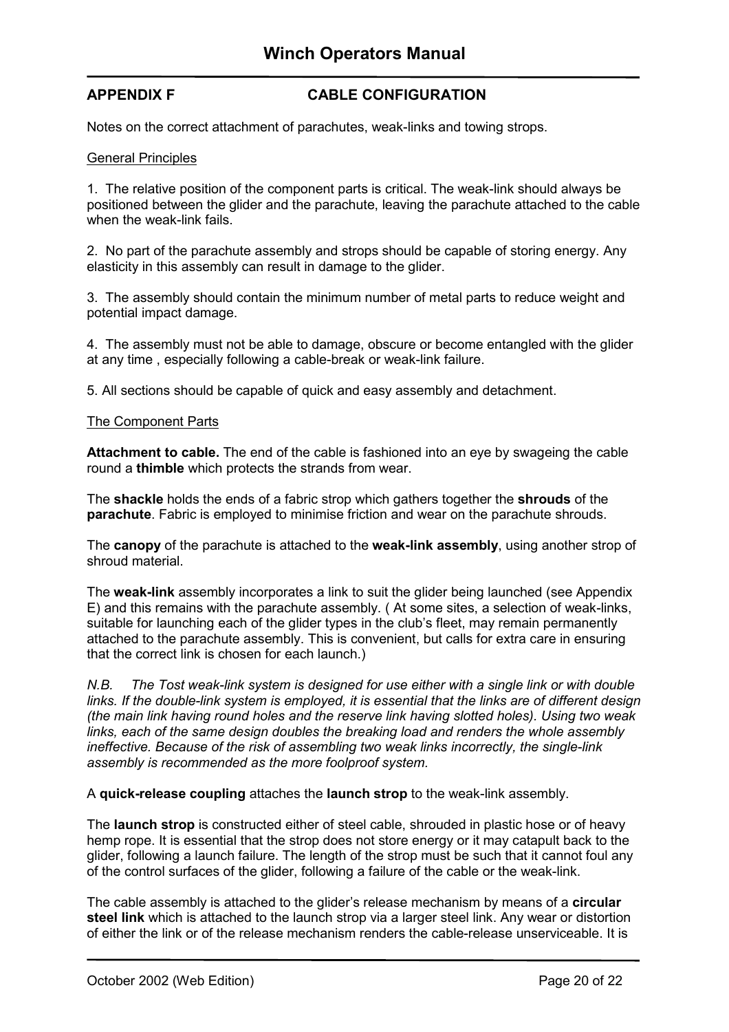## APPENDIX F CABLE CONFIGURATION

Notes on the correct attachment of parachutes, weak-links and towing strops.

General Principles

1. The relative position of the component parts is critical. The weak-link should always be positioned between the glider and the parachute, leaving the parachute attached to the cable when the weak-link fails.

2. No part of the parachute assembly and strops should be capable of storing energy. Any elasticity in this assembly can result in damage to the glider.

3. The assembly should contain the minimum number of metal parts to reduce weight and potential impact damage.

4. The assembly must not be able to damage, obscure or become entangled with the glider at any time , especially following a cable-break or weak-link failure.

5. All sections should be capable of quick and easy assembly and detachment.

The Component Parts

**Attachment to cable.** The end of the cable is fashioned into an eye by swageing the cable round a **thimble** which protects the strands from wear.

The **shackle** holds the ends of a fabric strop which gathers together the **shrouds** of the **parachute**. Fabric is employed to minimise friction and wear on the parachute shrouds.

The **canopy** of the parachute is attached to the **weak-link assembly**, using another strop of shroud material.

The **weak-link** assembly incorporates a link to suit the glider being launched (see Appendix E) and this remains with the parachute assembly. ( At some sites, a selection of weak-links, suitable for launching each of the glider types in the club's fleet, may remain permanently attached to the parachute assembly. This is convenient, but calls for extra care in ensuring that the correct link is chosen for each launch.)

*N.B. The Tost weak-link system is designed for use either with a single link or with double links. If the double-link system is employed, it is essential that the links are of different design (the main link having round holes and the reserve link having slotted holes). Using two weak links, each of the same design doubles the breaking load and renders the whole assembly ineffective. Because of the risk of assembling two weak links incorrectly, the single-link assembly is recommended as the more foolproof system.*

A **quick-release coupling** attaches the **launch strop** to the weak-link assembly.

The **launch strop** is constructed either of steel cable, shrouded in plastic hose or of heavy hemp rope. It is essential that the strop does not store energy or it may catapult back to the glider, following a launch failure. The length of the strop must be such that it cannot foul any of the control surfaces of the glider, following a failure of the cable or the weak-link.

The cable assembly is attached to the glider's release mechanism by means of a **circular steel link** which is attached to the launch strop via a larger steel link. Any wear or distortion of either the link or of the release mechanism renders the cable-release unserviceable. It is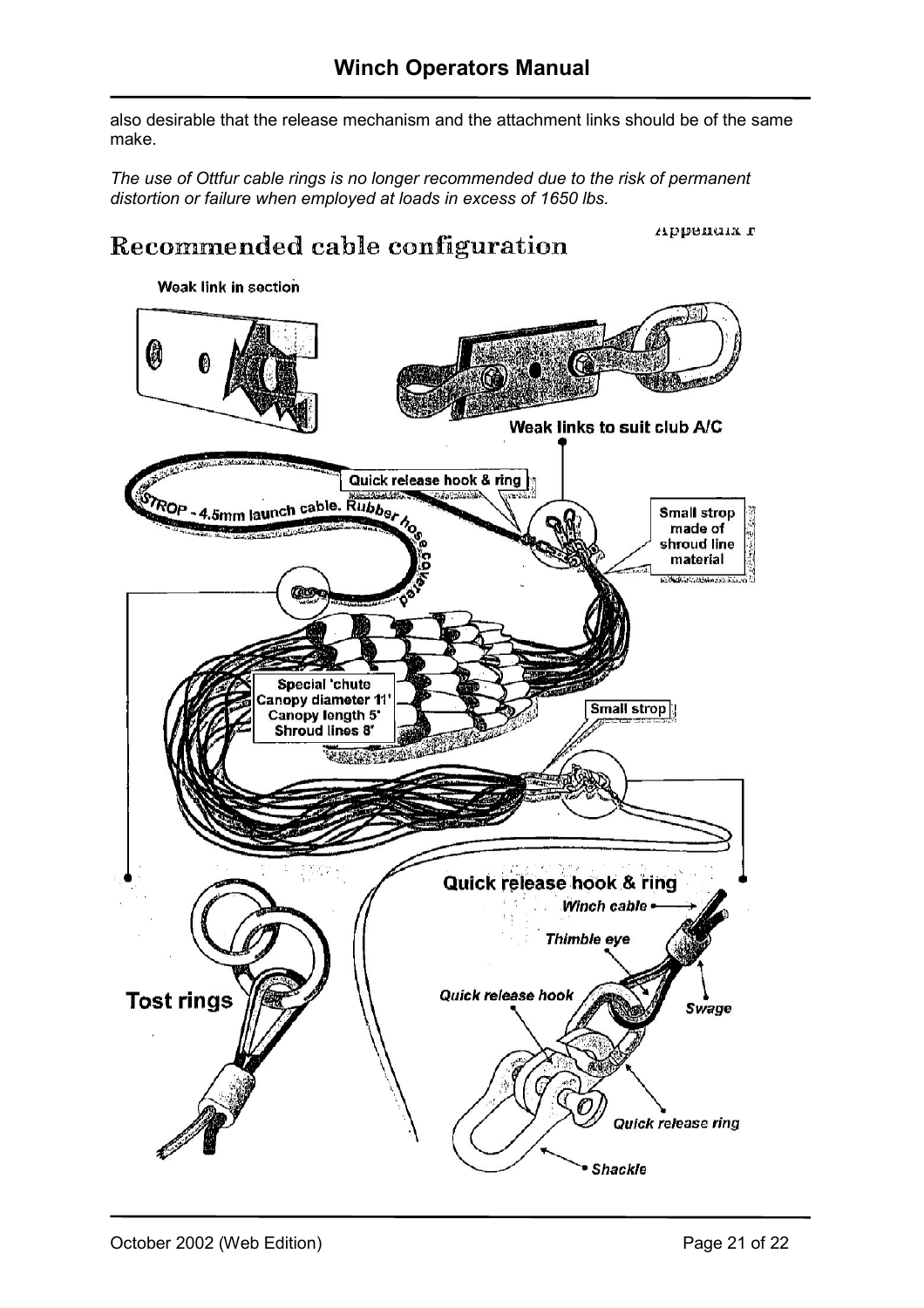also desirable that the release mechanism and the attachment links should be of the same make.

*The use of Ottfur cable rings is no longer recommended due to the risk of permanent distortion or failure when employed at loads in excess of 1650 lbs.*

Appendix F

## Recommended cable configuration

Weak link in section

Weak links to suit club A/C

Quick release hook & ring

STROP - 4.5mm launch cable. Rubber hose covered

Small strop made of shroud line material

Special 'chute
Canopy diameter 11'
Canopy length 5'
Shroud lines 8'

Small strop

Quick release hook & ring

Winch cable

Thimble eye

Quick release hook

Swage

Tost rings

Quick release ring

Shackle